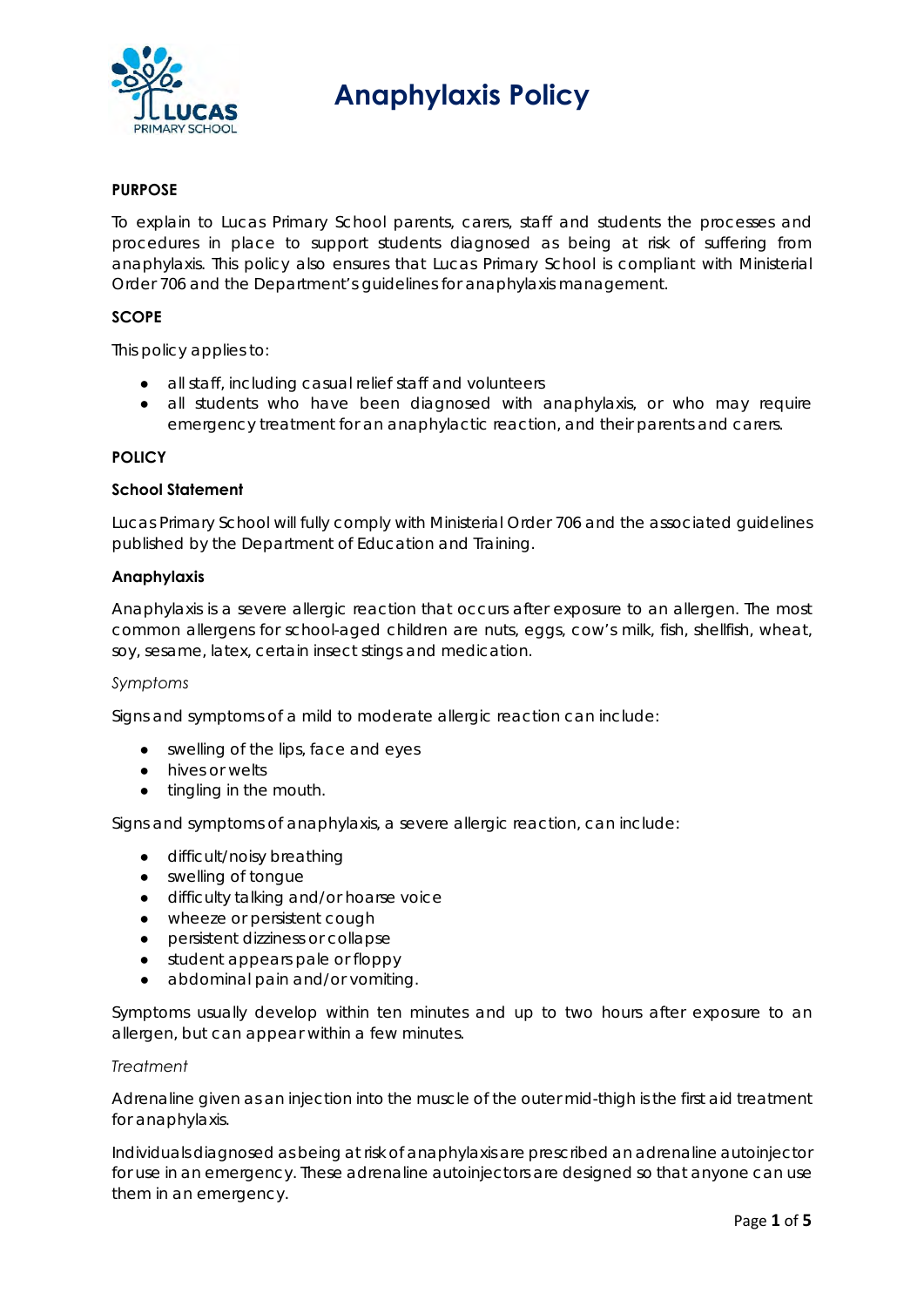# Anaphylaxis Policy

## PURPOSE

To explain to Lucas Primary School parents, carers, staff and students the processes and procedures in place to support students diagnosed as being at risk of suffering from anaphylaxis. This policy also ensures that Lucas Primary School is compliant with Ministerial Order 706 and the Department's guidelines for anaphylaxis management.

## SCOPE

This policy applies to:

- all staff, including casual relief staff and volunteers
- all students who have been diagnosed with anaphylaxis, or who may require emergency treatment for an anaphylactic reaction, and their parents and carers.

## POLICY

### School Statement

Lucas Primary School will fully comply with Ministerial Order 706 and the associated guidelines published by the Department of Education and Training.

### Anaphylaxis

Anaphylaxis is a severe allergic reaction that occurs after exposure to an allergen. The most common allergens for school-aged children are nuts, eggs, cow's milk, fish, shellfish, wheat, soy, sesame, latex, certain insect stings and medication.

*Symptoms*

Signs and symptoms of a mild to moderate allergic reaction can include:

- swelling of the lips, face and eyes
- hives or welts
- tingling in the mouth.

Signs and symptoms of anaphylaxis, a severe allergic reaction, can include:

- difficult/noisy breathing
- swelling of tongue
- difficulty talking and/or hoarse voice
- wheeze or persistent cough
- persistent dizziness or collapse
- student appears pale or floppy
- abdominal pain and/or vomiting.

Symptoms usually develop within ten minutes and up to two hours after exposure to an allergen, but can appear within a few minutes.

*Treatment*

Adrenaline given as an injection into the muscle of the outer mid-thigh is the first aid treatment for anaphylaxis.

Individuals diagnosed as being at risk of anaphylaxis are prescribed an adrenaline autoinjector for use in an emergency. These adrenaline autoinjectors are designed so that anyone can use them in an emergency.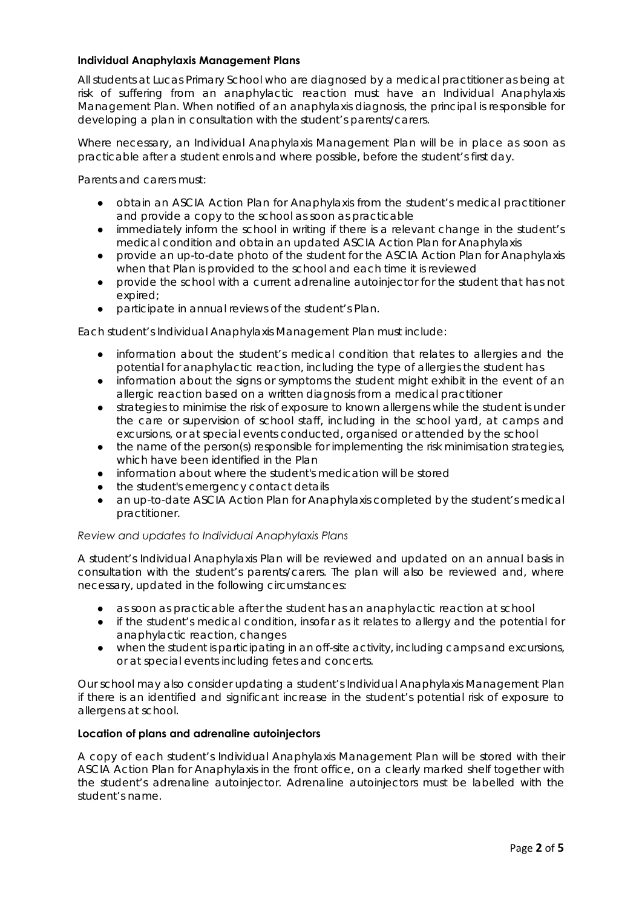**Individual Anaphylaxis Management Plans**

All students at Lucas Primary School who are diagnosed by a medical practitioner as being at risk of suffering from an anaphylactic reaction must have an Individual Anaphylaxis Management Plan. When notified of an anaphylaxis diagnosis, the principal is responsible for developing a plan in consultation with the student's parents/carers.

Where necessary, an Individual Anaphylaxis Management Plan will be in place as soon as practicable after a student enrols and where possible, before the student's first day.

Parents and carers must:

- obtain an ASCIA Action Plan for Anaphylaxis from the student's medical practitioner and provide a copy to the school as soon as practicable
- immediately inform the school in writing if there is a relevant change in the student's medical condition and obtain an updated ASCIA Action Plan for Anaphylaxis
- provide an up-to-date photo of the student for the ASCIA Action Plan for Anaphylaxis when that Plan is provided to the school and each time it is reviewed
- provide the school with a current adrenaline autoinjector for the student that has not expired;
- participate in annual reviews of the student's Plan.

Each student's Individual Anaphylaxis Management Plan must include:

- information about the student's medical condition that relates to allergies and the potential for anaphylactic reaction, including the type of allergies the student has
- information about the signs or symptoms the student might exhibit in the event of an allergic reaction based on a written diagnosis from a medical practitioner
- strategies to minimise the risk of exposure to known allergens while the student is under the care or supervision of school staff, including in the school yard, at camps and excursions, or at special events conducted, organised or attended by the school
- the name of the person(s) responsible for implementing the risk minimisation strategies, which have been identified in the Plan
- information about where the student's medication will be stored
- the student's emergency contact details
- an up-to-date ASCIA Action Plan for Anaphylaxis completed by the student's medical practitioner.

*Review and updates to Individual Anaphylaxis Plans*

A student's Individual Anaphylaxis Plan will be reviewed and updated on an annual basis in consultation with the student's parents/carers. The plan will also be reviewed and, where necessary, updated in the following circumstances:

- as soon as practicable after the student has an anaphylactic reaction at school
- if the student's medical condition, insofar as it relates to allergy and the potential for anaphylactic reaction, changes
- when the student is participating in an off-site activity, including camps and excursions, or at special events including fetes and concerts.

Our school may also consider updating a student's Individual Anaphylaxis Management Plan if there is an identified and significant increase in the student's potential risk of exposure to allergens at school.

**Location of plans and adrenaline autoinjectors**

A copy of each student's Individual Anaphylaxis Management Plan will be stored with their ASCIA Action Plan for Anaphylaxis in the front office, on a clearly marked shelf together with the student's adrenaline autoinjector. Adrenaline autoinjectors must be labelled with the student's name.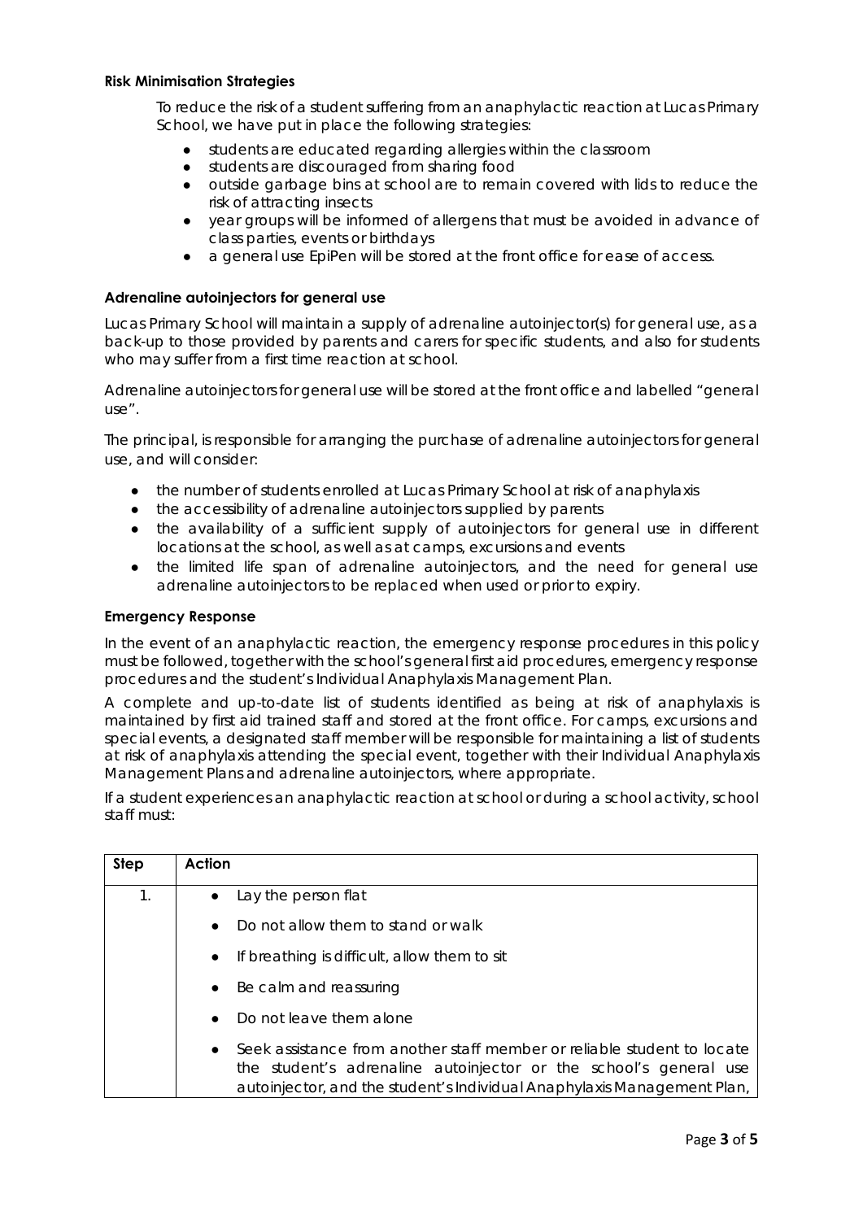### Risk Minimisation Strategies

To reduce the risk of a student suffering from an anaphylactic reaction at Lucas Primary School, we have put in place the following strategies:

- students are educated regarding allergies within the classroom
- students are discouraged from sharing food
- outside garbage bins at school are to remain covered with lids to reduce the risk of attracting insects
- year groups will be informed of allergens that must be avoided in advance of class parties, events or birthdays
- a general use EpiPen will be stored at the front office for ease of access.

### Adrenaline autoinjectors for general use

Lucas Primary School will maintain a supply of adrenaline autoinjector(s) for general use, as a back-up to those provided by parents and carers for specific students, and also for students who may suffer from a first time reaction at school.

Adrenaline autoinjectors for general use will be stored at the front office and labelled "general use".

The principal, is responsible for arranging the purchase of adrenaline autoinjectors for general use, and will consider:

- the number of students enrolled at Lucas Primary School at risk of anaphylaxis
- the accessibility of adrenaline autoinjectors supplied by parents
- the availability of a sufficient supply of autoinjectors for general use in different locations at the school, as well as at camps, excursions and events
- the limited life span of adrenaline autoinjectors, and the need for general use adrenaline autoinjectors to be replaced when used or prior to expiry.

### Emergency Response

In the event of an anaphylactic reaction, the emergency response procedures in this policy must be followed, together with the school's general first aid procedures, emergency response procedures and the student's Individual Anaphylaxis Management Plan.

A complete and up-to-date list of students identified as being at risk of anaphylaxis is maintained by first aid trained staff and stored at the front office. For camps, excursions and special events, a designated staff member will be responsible for maintaining a list of students at risk of anaphylaxis attending the special event, together with their Individual Anaphylaxis Management Plans and adrenaline autoinjectors, where appropriate.

If a student experiences an anaphylactic reaction at school or during a school activity, school staff must:

| Step | Action |
|---|---|
| 1. | • Lay the person flat<br>• Do not allow them to stand or walk<br>• If breathing is difficult, allow them to sit<br>• Be calm and reassuring<br>• Do not leave them alone<br>• Seek assistance from another staff member or reliable student to locate the student's adrenaline autoinjector or the school's general use autoinjector, and the student's Individual Anaphylaxis Management Plan, |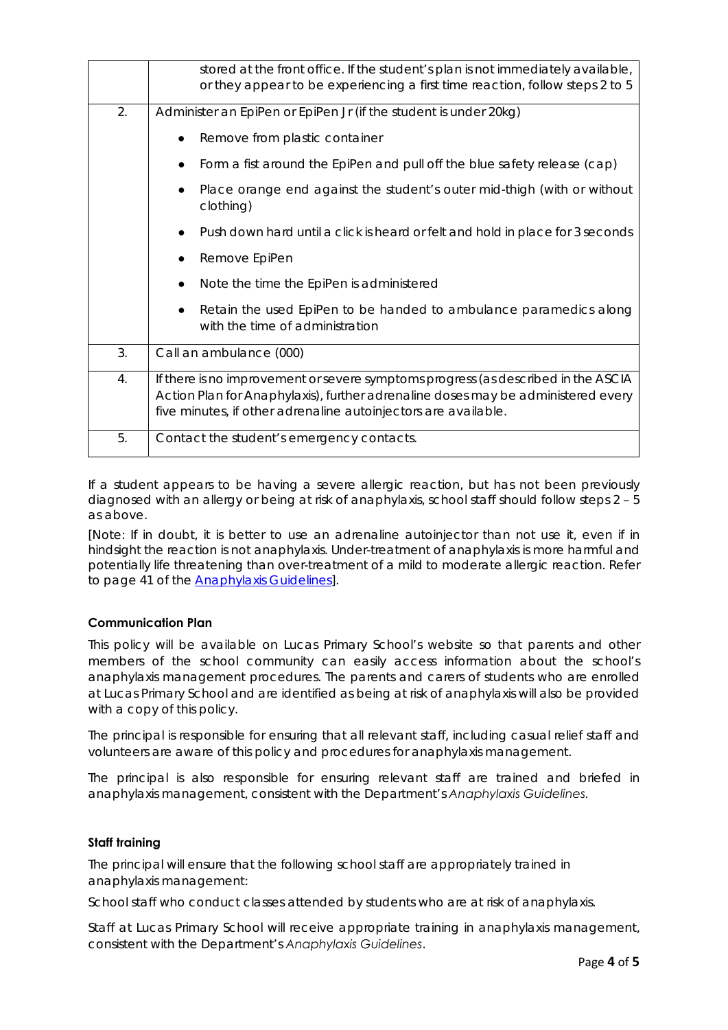| | |
|---|---|
| | stored at the front office. If the student's plan is not immediately available, or they appear to be experiencing a first time reaction, follow steps 2 to 5 |
| 2. | Administer an EpiPen or EpiPen Jr (if the student is under 20kg)<br>• Remove from plastic container<br>• Form a fist around the EpiPen and pull off the blue safety release (cap)<br>• Place orange end against the student's outer mid-thigh (with or without clothing)<br>• Push down hard until a click is heard or felt and hold in place for 3 seconds<br>• Remove EpiPen<br>• Note the time the EpiPen is administered<br>• Retain the used EpiPen to be handed to ambulance paramedics along with the time of administration |
| 3. | Call an ambulance (000) |
| 4. | If there is no improvement or severe symptoms progress (as described in the ASCIA Action Plan for Anaphylaxis), further adrenaline doses may be administered every five minutes, if other adrenaline autoinjectors are available. |
| 5. | Contact the student's emergency contacts. |

If a student appears to be having a severe allergic reaction, but has not been previously diagnosed with an allergy or being at risk of anaphylaxis, school staff should follow steps 2 – 5 as above.

[Note: If in doubt, it is better to use an adrenaline autoinjector than not use it, even if in hindsight the reaction is not anaphylaxis. Under-treatment of anaphylaxis is more harmful and potentially life threatening than over-treatment of a mild to moderate allergic reaction. Refer to page 41 of the Anaphylaxis Guidelines].

**Communication Plan**

This policy will be available on Lucas Primary School's website so that parents and other members of the school community can easily access information about the school's anaphylaxis management procedures. The parents and carers of students who are enrolled at Lucas Primary School and are identified as being at risk of anaphylaxis will also be provided with a copy of this policy.

The principal is responsible for ensuring that all relevant staff, including casual relief staff and volunteers are aware of this policy and procedures for anaphylaxis management.

The principal is also responsible for ensuring relevant staff are trained and briefed in anaphylaxis management, consistent with the Department's *Anaphylaxis Guidelines.*

**Staff training**

The principal will ensure that the following school staff are appropriately trained in anaphylaxis management:

School staff who conduct classes attended by students who are at risk of anaphylaxis.

Staff at Lucas Primary School will receive appropriate training in anaphylaxis management, consistent with the Department's *Anaphylaxis Guidelines*.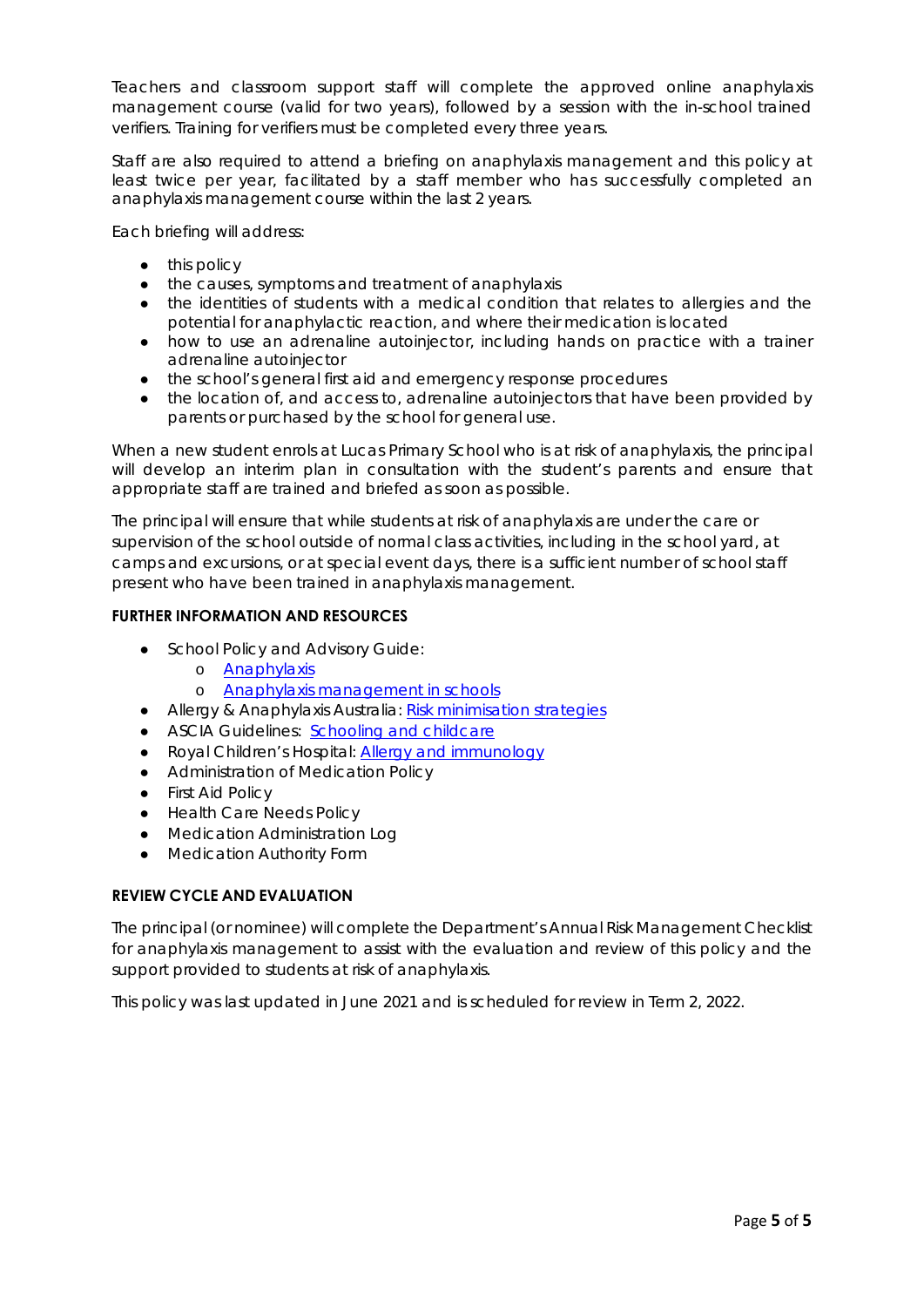Teachers and classroom support staff will complete the approved online anaphylaxis management course (valid for two years), followed by a session with the in-school trained verifiers. Training for verifiers must be completed every three years.

Staff are also required to attend a briefing on anaphylaxis management and this policy at least twice per year, facilitated by a staff member who has successfully completed an anaphylaxis management course within the last 2 years.

Each briefing will address:

- this policy
- the causes, symptoms and treatment of anaphylaxis
- the identities of students with a medical condition that relates to allergies and the potential for anaphylactic reaction, and where their medication is located
- how to use an adrenaline autoinjector, including hands on practice with a trainer adrenaline autoinjector
- the school's general first aid and emergency response procedures
- the location of, and access to, adrenaline autoinjectors that have been provided by parents or purchased by the school for general use.

When a new student enrols at Lucas Primary School who is at risk of anaphylaxis, the principal will develop an interim plan in consultation with the student's parents and ensure that appropriate staff are trained and briefed as soon as possible.

The principal will ensure that while students at risk of anaphylaxis are under the care or supervision of the school outside of normal class activities, including in the school yard, at camps and excursions, or at special event days, there is a sufficient number of school staff present who have been trained in anaphylaxis management.

## FURTHER INFORMATION AND RESOURCES

- School Policy and Advisory Guide:
  - Anaphylaxis
  - Anaphylaxis management in schools
- Allergy & Anaphylaxis Australia: Risk minimisation strategies
- ASCIA Guidelines: Schooling and childcare
- Royal Children's Hospital: Allergy and immunology
- Administration of Medication Policy
- First Aid Policy
- Health Care Needs Policy
- Medication Administration Log
- Medication Authority Form

## REVIEW CYCLE AND EVALUATION

The principal (or nominee) will complete the Department's Annual Risk Management Checklist for anaphylaxis management to assist with the evaluation and review of this policy and the support provided to students at risk of anaphylaxis.

This policy was last updated in June 2021 and is scheduled for review in Term 2, 2022.